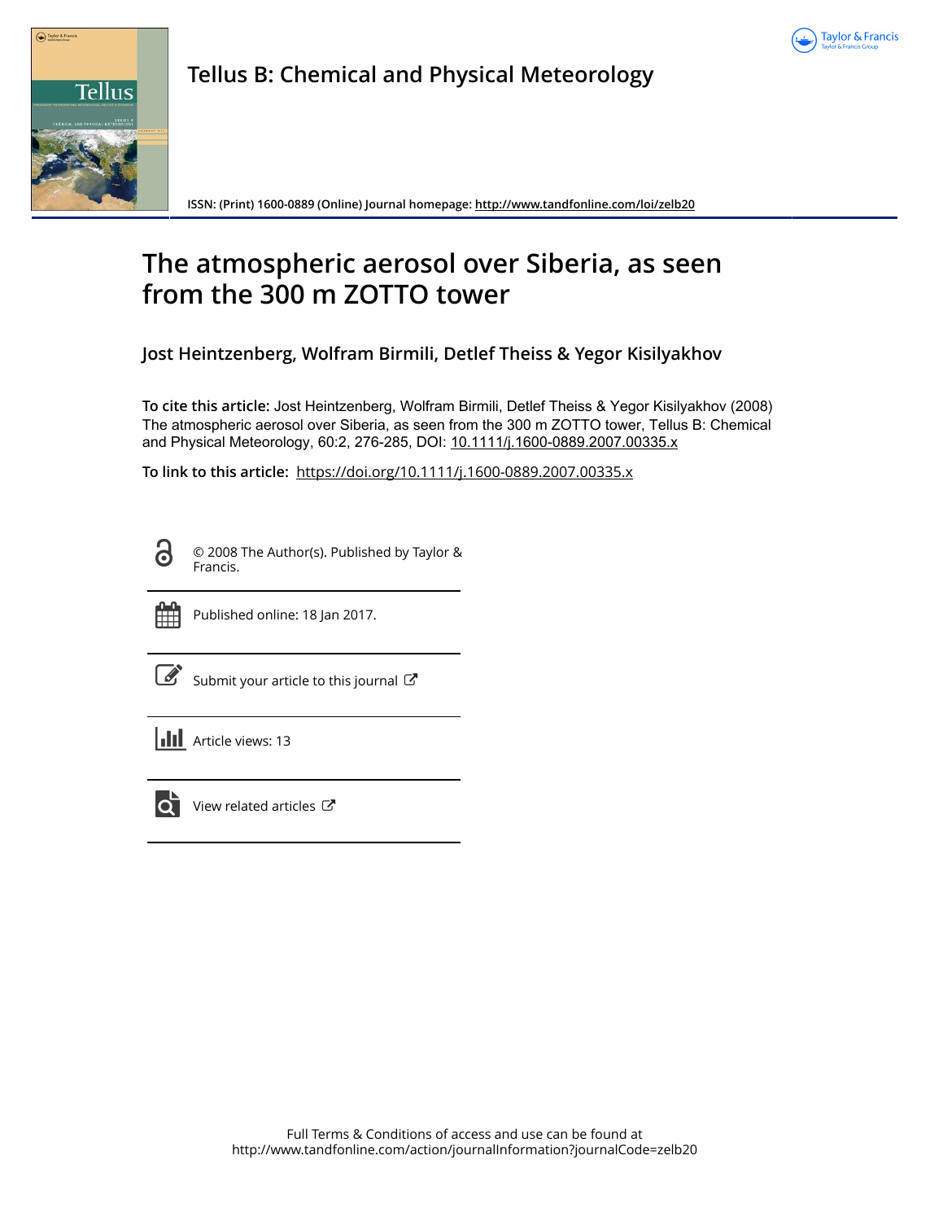# Tellus B: Chemical and Physical Meteorology

ISSN: (Print) 1600-0889 (Online) Journal homepage: http://www.tandfonline.com/loi/zelb20

# The atmospheric aerosol over Siberia, as seen from the 300 m ZOTTO tower

**Jost Heintzenberg, Wolfram Birmili, Detlef Theiss & Yegor Kisilyakhov**

**To cite this article:** Jost Heintzenberg, Wolfram Birmili, Detlef Theiss & Yegor Kisilyakhov (2008) The atmospheric aerosol over Siberia, as seen from the 300 m ZOTTO tower, Tellus B: Chemical and Physical Meteorology, 60:2, 276-285, DOI: 10.1111/j.1600-0889.2007.00335.x

**To link to this article:** https://doi.org/10.1111/j.1600-0889.2007.00335.x

© 2008 The Author(s). Published by Taylor & Francis.

Published online: 18 Jan 2017.

Submit your article to this journal

Article views: 13

View related articles

Full Terms & Conditions of access and use can be found at
http://www.tandfonline.com/action/journalInformation?journalCode=zelb20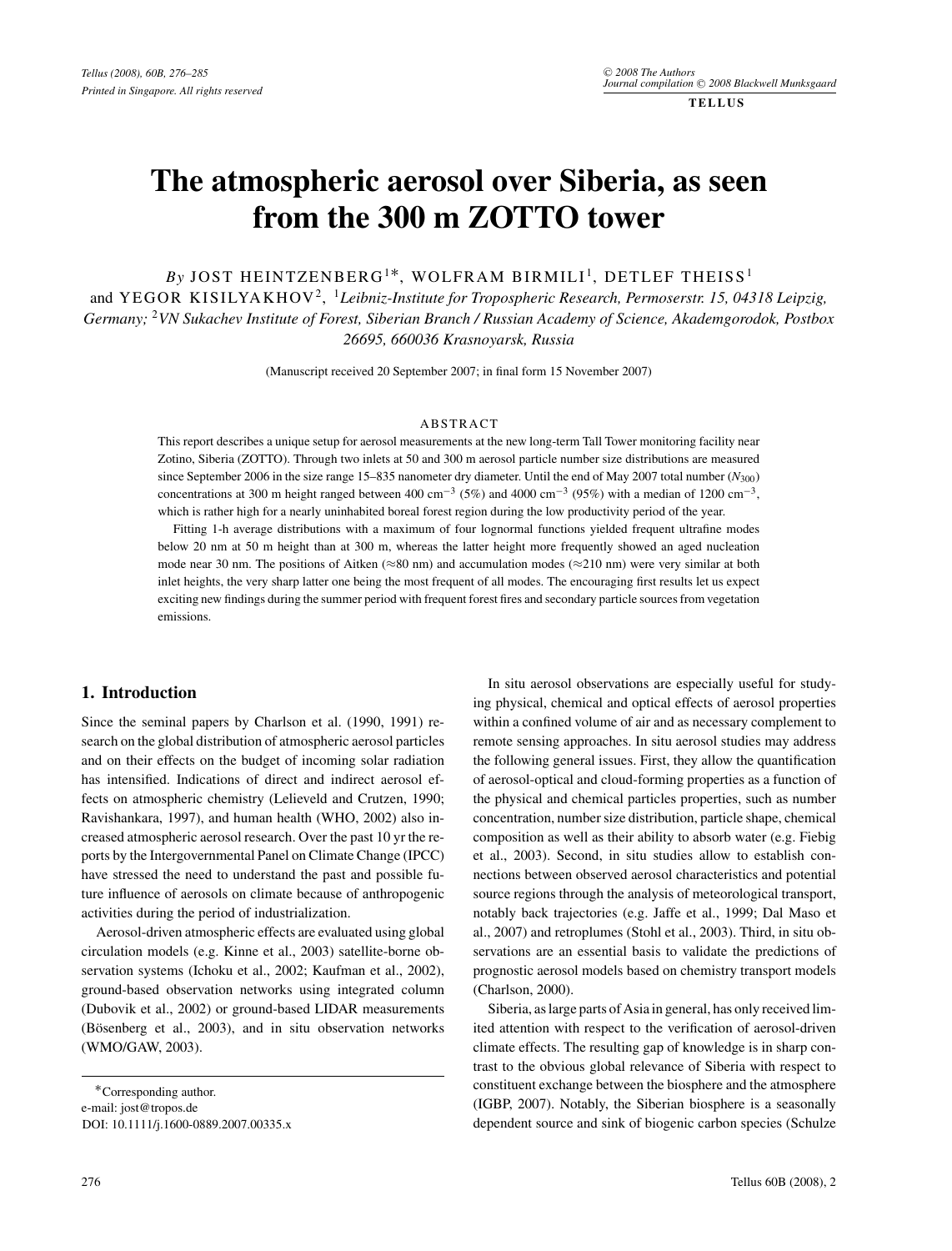# The atmospheric aerosol over Siberia, as seen from the 300 m ZOTTO tower

*By* JOST HEINTZENBERG[1*], WOLFRAM BIRMILI[1], DETLEF THEISS[1] and YEGOR KISILYAKHOV[2], [1]*Leibniz-Institute for Tropospheric Research, Permoserstr. 15, 04318 Leipzig, Germany;* [2]*VN Sukachev Institute of Forest, Siberian Branch / Russian Academy of Science, Akademgorodok, Postbox 26695, 660036 Krasnoyarsk, Russia*

(Manuscript received 20 September 2007; in final form 15 November 2007)

## ABSTRACT

This report describes a unique setup for aerosol measurements at the new long-term Tall Tower monitoring facility near Zotino, Siberia (ZOTTO). Through two inlets at 50 and 300 m aerosol particle number size distributions are measured since September 2006 in the size range 15–835 nanometer dry diameter. Until the end of May 2007 total number ($N_{300}$) concentrations at 300 m height ranged between 400 cm$^{-3}$ (5%) and 4000 cm$^{-3}$ (95%) with a median of 1200 cm$^{-3}$, which is rather high for a nearly uninhabited boreal forest region during the low productivity period of the year.

Fitting 1-h average distributions with a maximum of four lognormal functions yielded frequent ultrafine modes below 20 nm at 50 m height than at 300 m, whereas the latter height more frequently showed an aged nucleation mode near 30 nm. The positions of Aitken (≈80 nm) and accumulation modes (≈210 nm) were very similar at both inlet heights, the very sharp latter one being the most frequent of all modes. The encouraging first results let us expect exciting new findings during the summer period with frequent forest fires and secondary particle sources from vegetation emissions.

## 1. Introduction

Since the seminal papers by Charlson et al. (1990, 1991) research on the global distribution of atmospheric aerosol particles and on their effects on the budget of incoming solar radiation has intensified. Indications of direct and indirect aerosol effects on atmospheric chemistry (Lelieveld and Crutzen, 1990; Ravishankara, 1997), and human health (WHO, 2002) also increased atmospheric aerosol research. Over the past 10 yr the reports by the Intergovernmental Panel on Climate Change (IPCC) have stressed the need to understand the past and possible future influence of aerosols on climate because of anthropogenic activities during the period of industrialization.

Aerosol-driven atmospheric effects are evaluated using global circulation models (e.g. Kinne et al., 2003) satellite-borne observation systems (Ichoku et al., 2002; Kaufman et al., 2002), ground-based observation networks using integrated column (Dubovik et al., 2002) or ground-based LIDAR measurements (Bösenberg et al., 2003), and in situ observation networks (WMO/GAW, 2003).

In situ aerosol observations are especially useful for studying physical, chemical and optical effects of aerosol properties within a confined volume of air and as necessary complement to remote sensing approaches. In situ aerosol studies may address the following general issues. First, they allow the quantification of aerosol-optical and cloud-forming properties as a function of the physical and chemical particles properties, such as number concentration, number size distribution, particle shape, chemical composition as well as their ability to absorb water (e.g. Fiebig et al., 2003). Second, in situ studies allow to establish connections between observed aerosol characteristics and potential source regions through the analysis of meteorological transport, notably back trajectories (e.g. Jaffe et al., 1999; Dal Maso et al., 2007) and retroplumes (Stohl et al., 2003). Third, in situ observations are an essential basis to validate the predictions of prognostic aerosol models based on chemistry transport models (Charlson, 2000).

Siberia, as large parts of Asia in general, has only received limited attention with respect to the verification of aerosol-driven climate effects. The resulting gap of knowledge is in sharp contrast to the obvious global relevance of Siberia with respect to constituent exchange between the biosphere and the atmosphere (IGBP, 2007). Notably, the Siberian biosphere is a seasonally dependent source and sink of biogenic carbon species (Schulze

*Corresponding author.
e-mail: jost@tropos.de
DOI: 10.1111/j.1600-0889.2007.00335.x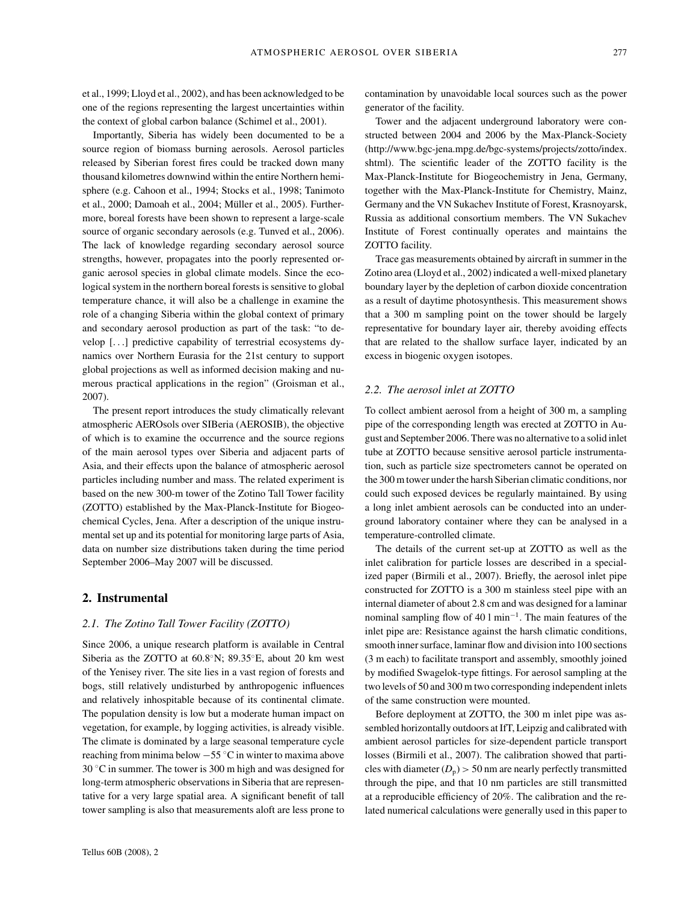et al., 1999; Lloyd et al., 2002), and has been acknowledged to be one of the regions representing the largest uncertainties within the context of global carbon balance (Schimel et al., 2001).

Importantly, Siberia has widely been documented to be a source region of biomass burning aerosols. Aerosol particles released by Siberian forest fires could be tracked down many thousand kilometres downwind within the entire Northern hemisphere (e.g. Cahoon et al., 1994; Stocks et al., 1998; Tanimoto et al., 2000; Damoah et al., 2004; Müller et al., 2005). Furthermore, boreal forests have been shown to represent a large-scale source of organic secondary aerosols (e.g. Tunved et al., 2006). The lack of knowledge regarding secondary aerosol source strengths, however, propagates into the poorly represented organic aerosol species in global climate models. Since the ecological system in the northern boreal forests is sensitive to global temperature chance, it will also be a challenge in examine the role of a changing Siberia within the global context of primary and secondary aerosol production as part of the task: "to develop [...] predictive capability of terrestrial ecosystems dynamics over Northern Eurasia for the 21st century to support global projections as well as informed decision making and numerous practical applications in the region" (Groisman et al., 2007).

The present report introduces the study climatically relevant atmospheric AEROsols over SIBeria (AEROSIB), the objective of which is to examine the occurrence and the source regions of the main aerosol types over Siberia and adjacent parts of Asia, and their effects upon the balance of atmospheric aerosol particles including number and mass. The related experiment is based on the new 300-m tower of the Zotino Tall Tower facility (ZOTTO) established by the Max-Planck-Institute for Biogeochemical Cycles, Jena. After a description of the unique instrumental set up and its potential for monitoring large parts of Asia, data on number size distributions taken during the time period September 2006–May 2007 will be discussed.

## 2. Instrumental

### 2.1. The Zotino Tall Tower Facility (ZOTTO)

Since 2006, a unique research platform is available in Central Siberia as the ZOTTO at 60.8°N; 89.35°E, about 20 km west of the Yenisey river. The site lies in a vast region of forests and bogs, still relatively undisturbed by anthropogenic influences and relatively inhospitable because of its continental climate. The population density is low but a moderate human impact on vegetation, for example, by logging activities, is already visible. The climate is dominated by a large seasonal temperature cycle reaching from minima below −55 °C in winter to maxima above 30 °C in summer. The tower is 300 m high and was designed for long-term atmospheric observations in Siberia that are representative for a very large spatial area. A significant benefit of tall tower sampling is also that measurements aloft are less prone to contamination by unavoidable local sources such as the power generator of the facility.

Tower and the adjacent underground laboratory were constructed between 2004 and 2006 by the Max-Planck-Society (http://www.bgc-jena.mpg.de/bgc-systems/projects/zotto/index.shtml). The scientific leader of the ZOTTO facility is the Max-Planck-Institute for Biogeochemistry in Jena, Germany, together with the Max-Planck-Institute for Chemistry, Mainz, Germany and the VN Sukachev Institute of Forest, Krasnoyarsk, Russia as additional consortium members. The VN Sukachev Institute of Forest continually operates and maintains the ZOTTO facility.

Trace gas measurements obtained by aircraft in summer in the Zotino area (Lloyd et al., 2002) indicated a well-mixed planetary boundary layer by the depletion of carbon dioxide concentration as a result of daytime photosynthesis. This measurement shows that a 300 m sampling point on the tower should be largely representative for boundary layer air, thereby avoiding effects that are related to the shallow surface layer, indicated by an excess in biogenic oxygen isotopes.

### 2.2. The aerosol inlet at ZOTTO

To collect ambient aerosol from a height of 300 m, a sampling pipe of the corresponding length was erected at ZOTTO in August and September 2006. There was no alternative to a solid inlet tube at ZOTTO because sensitive aerosol particle instrumentation, such as particle size spectrometers cannot be operated on the 300 m tower under the harsh Siberian climatic conditions, nor could such exposed devices be regularly maintained. By using a long inlet ambient aerosols can be conducted into an underground laboratory container where they can be analysed in a temperature-controlled climate.

The details of the current set-up at ZOTTO as well as the inlet calibration for particle losses are described in a specialized paper (Birmili et al., 2007). Briefly, the aerosol inlet pipe constructed for ZOTTO is a 300 m stainless steel pipe with an internal diameter of about 2.8 cm and was designed for a laminar nominal sampling flow of 40 l $min^{-1}$. The main features of the inlet pipe are: Resistance against the harsh climatic conditions, smooth inner surface, laminar flow and division into 100 sections (3 m each) to facilitate transport and assembly, smoothly joined by modified Swagelok-type fittings. For aerosol sampling at the two levels of 50 and 300 m two corresponding independent inlets of the same construction were mounted.

Before deployment at ZOTTO, the 300 m inlet pipe was assembled horizontally outdoors at IfT, Leipzig and calibrated with ambient aerosol particles for size-dependent particle transport losses (Birmili et al., 2007). The calibration showed that particles with diameter ($D_p$) > 50 nm are nearly perfectly transmitted through the pipe, and that 10 nm particles are still transmitted at a reproducible efficiency of 20%. The calibration and the related numerical calculations were generally used in this paper to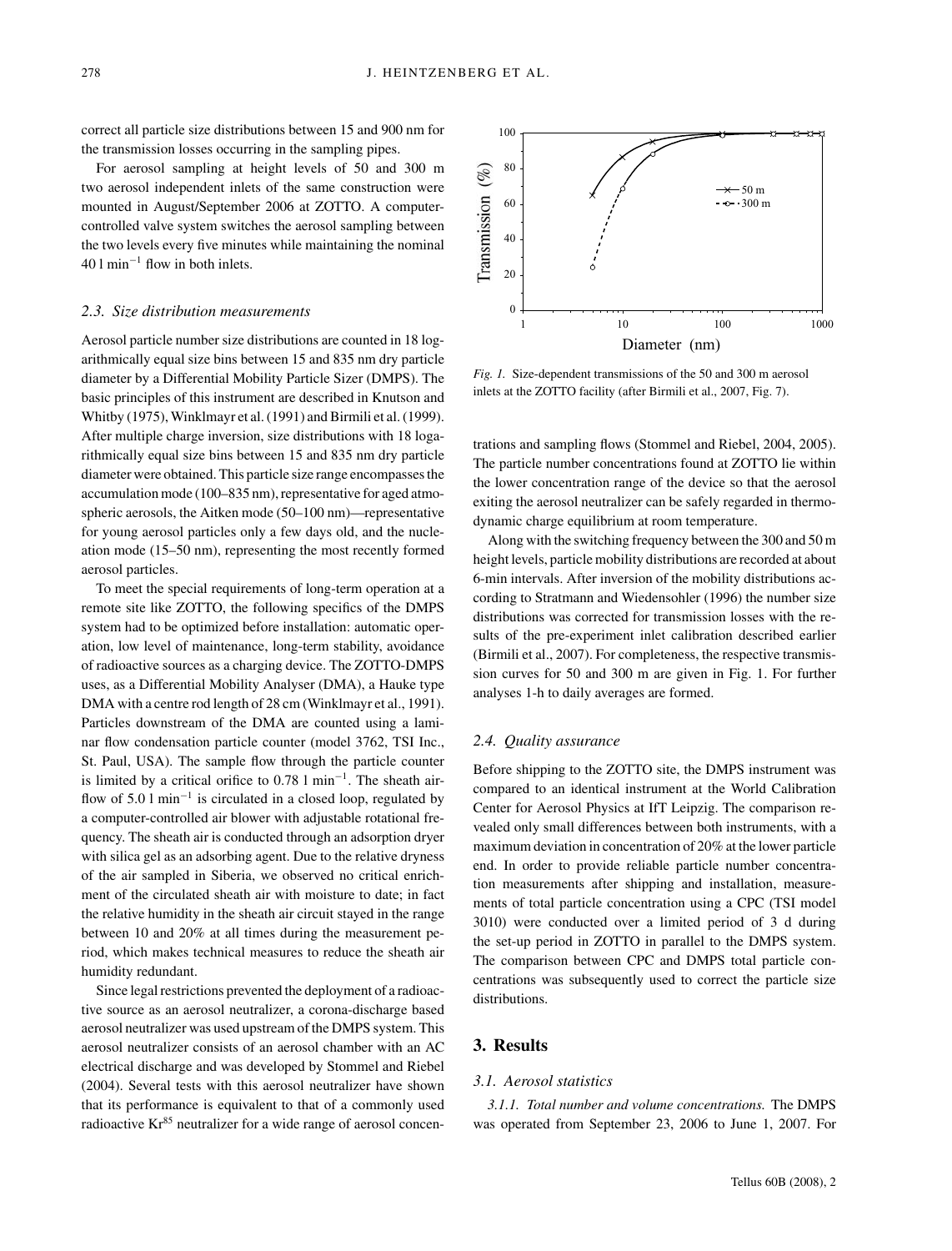correct all particle size distributions between 15 and 900 nm for the transmission losses occurring in the sampling pipes.

For aerosol sampling at height levels of 50 and 300 m two aerosol independent inlets of the same construction were mounted in August/September 2006 at ZOTTO. A computer-controlled valve system switches the aerosol sampling between the two levels every five minutes while maintaining the nominal 40 l min$^{-1}$ flow in both inlets.

### *2.3. Size distribution measurements*

Aerosol particle number size distributions are counted in 18 logarithmically equal size bins between 15 and 835 nm dry particle diameter by a Differential Mobility Particle Sizer (DMPS). The basic principles of this instrument are described in Knutson and Whitby (1975), Winklmayr et al. (1991) and Birmili et al. (1999). After multiple charge inversion, size distributions with 18 logarithmically equal size bins between 15 and 835 nm dry particle diameter were obtained. This particle size range encompasses the accumulation mode (100–835 nm), representative for aged atmospheric aerosols, the Aitken mode (50–100 nm)—representative for young aerosol particles only a few days old, and the nucleation mode (15–50 nm), representing the most recently formed aerosol particles.

To meet the special requirements of long-term operation at a remote site like ZOTTO, the following specifics of the DMPS system had to be optimized before installation: automatic operation, low level of maintenance, long-term stability, avoidance of radioactive sources as a charging device. The ZOTTO-DMPS uses, as a Differential Mobility Analyser (DMA), a Hauke type DMA with a centre rod length of 28 cm (Winklmayr et al., 1991). Particles downstream of the DMA are counted using a laminar flow condensation particle counter (model 3762, TSI Inc., St. Paul, USA). The sample flow through the particle counter is limited by a critical orifice to 0.78 l min$^{-1}$. The sheath airflow of 5.0 l min$^{-1}$ is circulated in a closed loop, regulated by a computer-controlled air blower with adjustable rotational frequency. The sheath air is conducted through an adsorption dryer with silica gel as an adsorbing agent. Due to the relative dryness of the air sampled in Siberia, we observed no critical enrichment of the circulated sheath air with moisture to date; in fact the relative humidity in the sheath air circuit stayed in the range between 10 and 20% at all times during the measurement period, which makes technical measures to reduce the sheath air humidity redundant.

Since legal restrictions prevented the deployment of a radioactive source as an aerosol neutralizer, a corona-discharge based aerosol neutralizer was used upstream of the DMPS system. This aerosol neutralizer consists of an aerosol chamber with an AC electrical discharge and was developed by Stommel and Riebel (2004). Several tests with this aerosol neutralizer have shown that its performance is equivalent to that of a commonly used radioactive $Kr^{85}$ neutralizer for a wide range of aerosol concentrations and sampling flows (Stommel and Riebel, 2004, 2005). The particle number concentrations found at ZOTTO lie within the lower concentration range of the device so that the aerosol exiting the aerosol neutralizer can be safely regarded in thermodynamic charge equilibrium at room temperature.

*Fig. 1.* Size-dependent transmissions of the 50 and 300 m aerosol inlets at the ZOTTO facility (after Birmili et al., 2007, Fig. 7).

Along with the switching frequency between the 300 and 50 m height levels, particle mobility distributions are recorded at about 6-min intervals. After inversion of the mobility distributions according to Stratmann and Wiedensohler (1996) the number size distributions was corrected for transmission losses with the results of the pre-experiment inlet calibration described earlier (Birmili et al., 2007). For completeness, the respective transmission curves for 50 and 300 m are given in Fig. 1. For further analyses 1-h to daily averages are formed.

### *2.4. Quality assurance*

Before shipping to the ZOTTO site, the DMPS instrument was compared to an identical instrument at the World Calibration Center for Aerosol Physics at IfT Leipzig. The comparison revealed only small differences between both instruments, with a maximum deviation in concentration of 20% at the lower particle end. In order to provide reliable particle number concentration measurements after shipping and installation, measurements of total particle concentration using a CPC (TSI model 3010) were conducted over a limited period of 3 d during the set-up period in ZOTTO in parallel to the DMPS system. The comparison between CPC and DMPS total particle concentrations was subsequently used to correct the particle size distributions.

## 3. Results

### *3.1. Aerosol statistics*

*3.1.1. Total number and volume concentrations.* The DMPS was operated from September 23, 2006 to June 1, 2007. For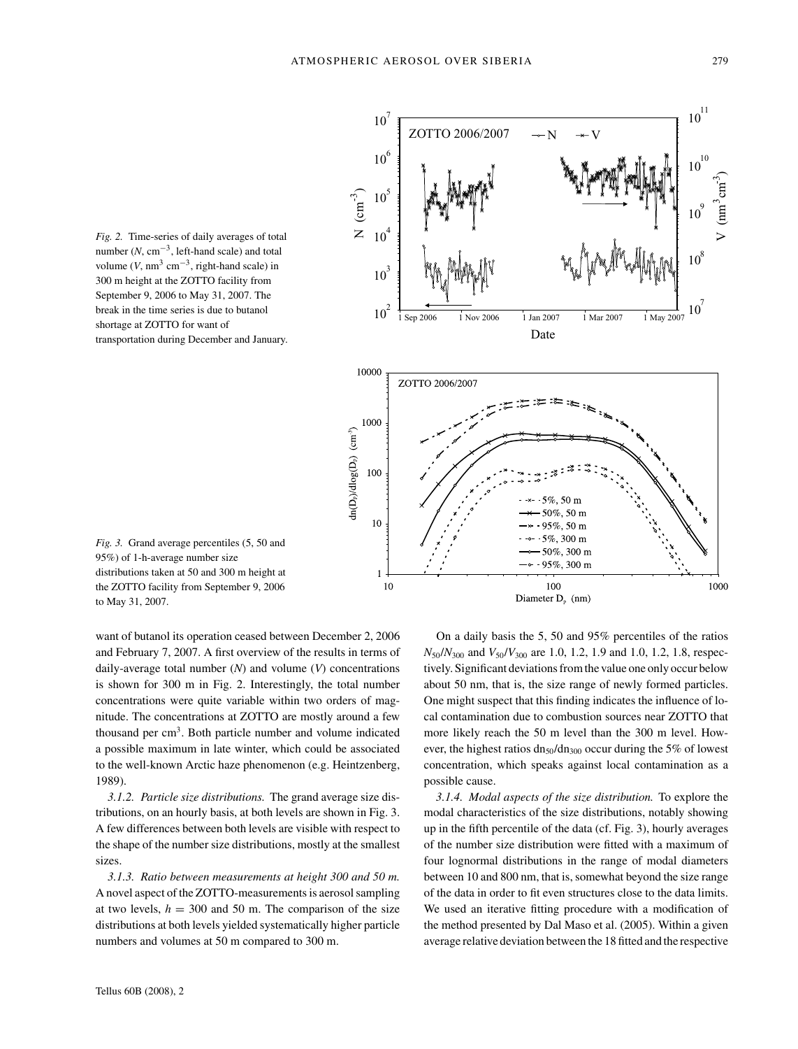*Fig. 2.* Time-series of daily averages of total number ($N$, cm$^{-3}$, left-hand scale) and total volume ($V$, nm$^3$ cm$^{-3}$, right-hand scale) in 300 m height at the ZOTTO facility from September 9, 2006 to May 31, 2007. The break in the time series is due to butanol shortage at ZOTTO for want of transportation during December and January.

*Fig. 3.* Grand average percentiles (5, 50 and 95%) of 1-h-average number size distributions taken at 50 and 300 m height at the ZOTTO facility from September 9, 2006 to May 31, 2007.

want of butanol its operation ceased between December 2, 2006 and February 7, 2007. A first overview of the results in terms of daily-average total number ($N$) and volume ($V$) concentrations is shown for 300 m in Fig. 2. Interestingly, the total number concentrations were quite variable within two orders of magnitude. The concentrations at ZOTTO are mostly around a few thousand per cm$^3$. Both particle number and volume indicated a possible maximum in late winter, which could be associated to the well-known Arctic haze phenomenon (e.g. Heintzenberg, 1989).

*3.1.2. Particle size distributions.* The grand average size distributions, on an hourly basis, at both levels are shown in Fig. 3. A few differences between both levels are visible with respect to the shape of the number size distributions, mostly at the smallest sizes.

*3.1.3. Ratio between measurements at height 300 and 50 m.* A novel aspect of the ZOTTO-measurements is aerosol sampling at two levels, $h = 300$ and 50 m. The comparison of the size distributions at both levels yielded systematically higher particle numbers and volumes at 50 m compared to 300 m.

On a daily basis the 5, 50 and 95% percentiles of the ratios $N_{50}/N_{300}$ and $V_{50}/V_{300}$ are 1.0, 1.2, 1.9 and 1.0, 1.2, 1.8, respectively. Significant deviations from the value one only occur below about 50 nm, that is, the size range of newly formed particles. One might suspect that this finding indicates the influence of local contamination due to combustion sources near ZOTTO that more likely reach the 50 m level than the 300 m level. However, the highest ratios $dn_{50}/dn_{300}$ occur during the 5% of lowest concentration, which speaks against local contamination as a possible cause.

*3.1.4. Modal aspects of the size distribution.* To explore the modal characteristics of the size distributions, notably showing up in the fifth percentile of the data (cf. Fig. 3), hourly averages of the number size distribution were fitted with a maximum of four lognormal distributions in the range of modal diameters between 10 and 800 nm, that is, somewhat beyond the size range of the data in order to fit even structures close to the data limits. We used an iterative fitting procedure with a modification of the method presented by Dal Maso et al. (2005). Within a given average relative deviation between the 18 fitted and the respective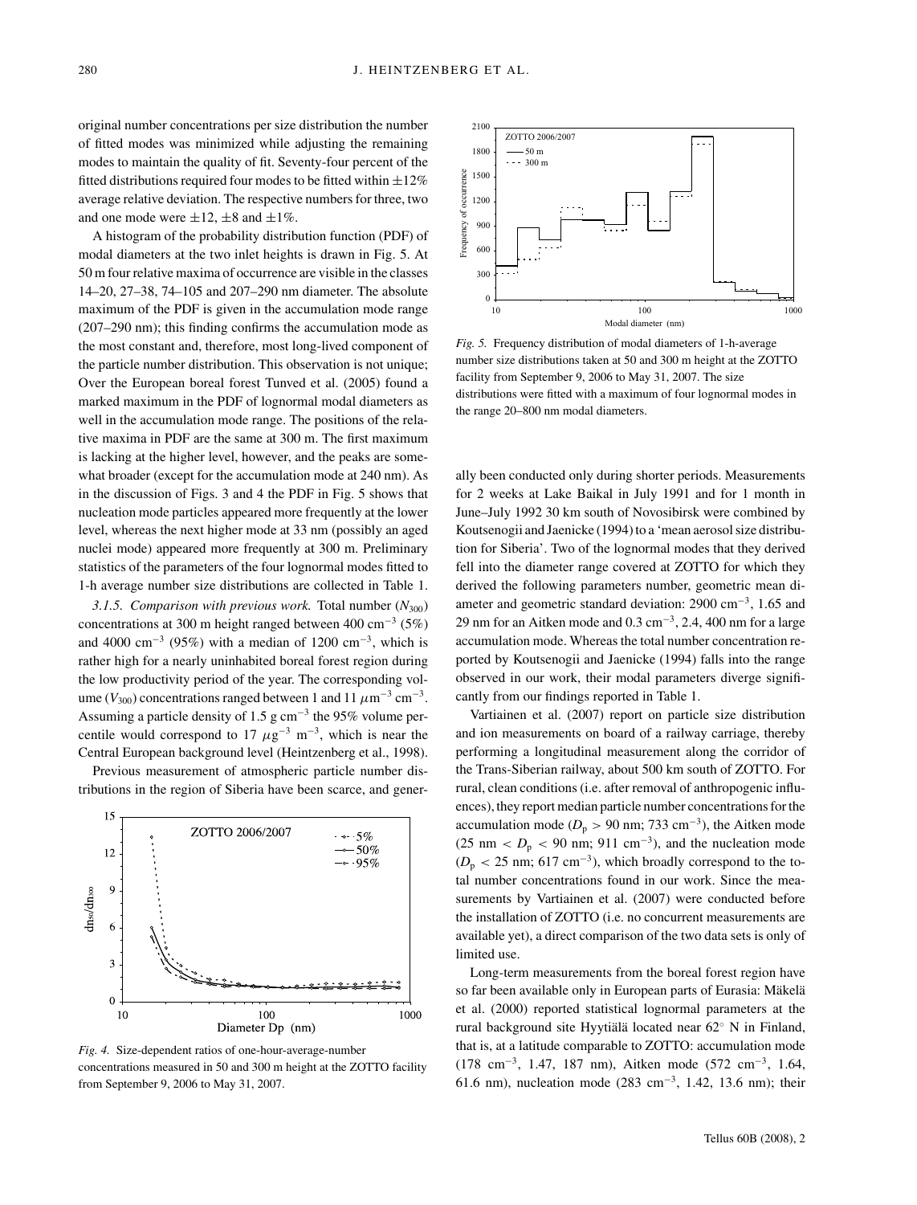original number concentrations per size distribution the number of fitted modes was minimized while adjusting the remaining modes to maintain the quality of fit. Seventy-four percent of the fitted distributions required four modes to be fitted within ±12% average relative deviation. The respective numbers for three, two and one mode were ±12, ±8 and ±1%.

A histogram of the probability distribution function (PDF) of modal diameters at the two inlet heights is drawn in Fig. 5. At 50 m four relative maxima of occurrence are visible in the classes 14–20, 27–38, 74–105 and 207–290 nm diameter. The absolute maximum of the PDF is given in the accumulation mode range (207–290 nm); this finding confirms the accumulation mode as the most constant and, therefore, most long-lived component of the particle number distribution. This observation is not unique; Over the European boreal forest Tunved et al. (2005) found a marked maximum in the PDF of lognormal modal diameters as well in the accumulation mode range. The positions of the relative maxima in PDF are the same at 300 m. The first maximum is lacking at the higher level, however, and the peaks are somewhat broader (except for the accumulation mode at 240 nm). As in the discussion of Figs. 3 and 4 the PDF in Fig. 5 shows that nucleation mode particles appeared more frequently at the lower level, whereas the next higher mode at 33 nm (possibly an aged nuclei mode) appeared more frequently at 300 m. Preliminary statistics of the parameters of the four lognormal modes fitted to 1-h average number size distributions are collected in Table 1.

*3.1.5. Comparison with previous work.* Total number ($N_{300}$) concentrations at 300 m height ranged between 400 cm$^{-3}$ (5%) and 4000 cm$^{-3}$ (95%) with a median of 1200 cm$^{-3}$, which is rather high for a nearly uninhabited boreal forest region during the low productivity period of the year. The corresponding volume ($V_{300}$) concentrations ranged between 1 and 11 $\mu$m$^{-3}$ cm$^{-3}$. Assuming a particle density of 1.5 g cm$^{-3}$ the 95% volume percentile would correspond to 17 $\mu$g$^{-3}$ m$^{-3}$, which is near the Central European background level (Heintzenberg et al., 1998).

Previous measurement of atmospheric particle number distributions in the region of Siberia have been scarce, and generally been conducted only during shorter periods. Measurements for 2 weeks at Lake Baikal in July 1991 and for 1 month in June–July 1992 30 km south of Novosibirsk were combined by Koutsenogii and Jaenicke (1994) to a 'mean aerosol size distribution for Siberia'. Two of the lognormal modes that they derived fell into the diameter range covered at ZOTTO for which they derived the following parameters number, geometric mean diameter and geometric standard deviation: 2900 cm$^{-3}$, 1.65 and 29 nm for an Aitken mode and 0.3 cm$^{-3}$, 2.4, 400 nm for a large accumulation mode. Whereas the total number concentration reported by Koutsenogii and Jaenicke (1994) falls into the range observed in our work, their modal parameters diverge significantly from our findings reported in Table 1.

Vartiainen et al. (2007) report on particle size distribution and ion measurements on board of a railway carriage, thereby performing a longitudinal measurement along the corridor of the Trans-Siberian railway, about 500 km south of ZOTTO. For rural, clean conditions (i.e. after removal of anthropogenic influences), they report median particle number concentrations for the accumulation mode ($D_p$ > 90 nm; 733 cm$^{-3}$), the Aitken mode (25 nm < $D_p$ < 90 nm; 911 cm$^{-3}$), and the nucleation mode ($D_p$ < 25 nm; 617 cm$^{-3}$), which broadly correspond to the total number concentrations found in our work. Since the measurements by Vartiainen et al. (2007) were conducted before the installation of ZOTTO (i.e. no concurrent measurements are available yet), a direct comparison of the two data sets is only of limited use.

Long-term measurements from the boreal forest region have so far been available only in European parts of Eurasia: Mäkelä et al. (2000) reported statistical lognormal parameters at the rural background site Hyytiälä located near 62° N in Finland, that is, at a latitude comparable to ZOTTO: accumulation mode (178 cm$^{-3}$, 1.47, 187 nm), Aitken mode (572 cm$^{-3}$, 1.64, 61.6 nm), nucleation mode (283 cm$^{-3}$, 1.42, 13.6 nm); their

*Fig. 4.* Size-dependent ratios of one-hour-average-number concentrations measured in 50 and 300 m height at the ZOTTO facility from September 9, 2006 to May 31, 2007.

*Fig. 5.* Frequency distribution of modal diameters of 1-h-average number size distributions taken at 50 and 300 m height at the ZOTTO facility from September 9, 2006 to May 31, 2007. The size distributions were fitted with a maximum of four lognormal modes in the range 20–800 nm modal diameters.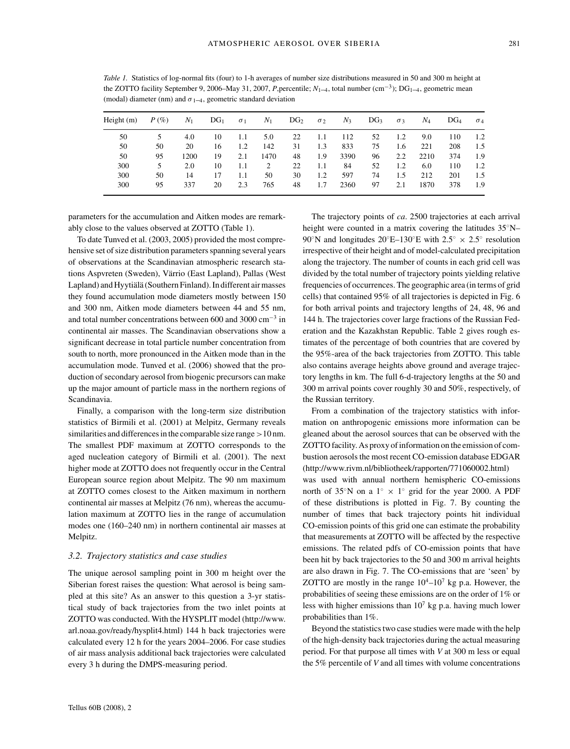*Table 1.* Statistics of log-normal fits (four) to 1-h averages of number size distributions measured in 50 and 300 m height at the ZOTTO facility September 9, 2006–May 31, 2007, *P*,percentile; $N_{1–4}$, total number ($cm^{-3}$); $DG_{1–4}$, geometric mean (modal) diameter (nm) and $\sigma_{1–4}$, geometric standard deviation

| Height (m) | *P* (%) | $N_1$ | $DG_1$ | $\sigma_1$ | $N_1$ | $DG_2$ | $\sigma_2$ | $N_3$ | $DG_3$ | $\sigma_3$ | $N_4$ | $DG_4$ | $\sigma_4$ |
|---|---|---|---|---|---|---|---|---|---|---|---|---|---|
| 50 | 5 | 4.0 | 10 | 1.1 | 5.0 | 22 | 1.1 | 112 | 52 | 1.2 | 9.0 | 110 | 1.2 |
| 50 | 50 | 20 | 16 | 1.2 | 142 | 31 | 1.3 | 833 | 75 | 1.6 | 221 | 208 | 1.5 |
| 50 | 95 | 1200 | 19 | 2.1 | 1470 | 48 | 1.9 | 3390 | 96 | 2.2 | 2210 | 374 | 1.9 |
| 300 | 5 | 2.0 | 10 | 1.1 | 2 | 22 | 1.1 | 84 | 52 | 1.2 | 6.0 | 110 | 1.2 |
| 300 | 50 | 14 | 17 | 1.1 | 50 | 30 | 1.2 | 597 | 74 | 1.5 | 212 | 201 | 1.5 |
| 300 | 95 | 337 | 20 | 2.3 | 765 | 48 | 1.7 | 2360 | 97 | 2.1 | 1870 | 378 | 1.9 |

parameters for the accumulation and Aitken modes are remarkably close to the values observed at ZOTTO (Table 1).

To date Tunved et al. (2003, 2005) provided the most comprehensive set of size distribution parameters spanning several years of observations at the Scandinavian atmospheric research stations Aspvreten (Sweden), Värrio (East Lapland), Pallas (West Lapland) and Hyytiälä (Southern Finland). In different air masses they found accumulation mode diameters mostly between 150 and 300 nm, Aitken mode diameters between 44 and 55 nm, and total number concentrations between 600 and 3000 $cm^{-3}$ in continental air masses. The Scandinavian observations show a significant decrease in total particle number concentration from south to north, more pronounced in the Aitken mode than in the accumulation mode. Tunved et al. (2006) showed that the production of secondary aerosol from biogenic precursors can make up the major amount of particle mass in the northern regions of Scandinavia.

Finally, a comparison with the long-term size distribution statistics of Birmili et al. (2001) at Melpitz, Germany reveals similarities and differences in the comparable size range >10 nm. The smallest PDF maximum at ZOTTO corresponds to the aged nucleation category of Birmili et al. (2001). The next higher mode at ZOTTO does not frequently occur in the Central European source region about Melpitz. The 90 nm maximum at ZOTTO comes closest to the Aitken maximum in northern continental air masses at Melpitz (76 nm), whereas the accumulation maximum at ZOTTO lies in the range of accumulation modes one (160–240 nm) in northern continental air masses at Melpitz.

### 3.2. Trajectory statistics and case studies

The unique aerosol sampling point in 300 m height over the Siberian forest raises the question: What aerosol is being sampled at this site? As an answer to this question a 3-yr statistical study of back trajectories from the two inlet points at ZOTTO was conducted. With the HYSPLIT model (http://www.arl.noaa.gov/ready/hysplit4.html) 144 h back trajectories were calculated every 12 h for the years 2004–2006. For case studies of air mass analysis additional back trajectories were calculated every 3 h during the DMPS-measuring period.

The trajectory points of *ca*. 2500 trajectories at each arrival height were counted in a matrix covering the latitudes 35°N–90°N and longitudes 20°E–130°E with 2.5° × 2.5° resolution irrespective of their height and of model-calculated precipitation along the trajectory. The number of counts in each grid cell was divided by the total number of trajectory points yielding relative frequencies of occurrences. The geographic area (in terms of grid cells) that contained 95% of all trajectories is depicted in Fig. 6 for both arrival points and trajectory lengths of 24, 48, 96 and 144 h. The trajectories cover large fractions of the Russian Federation and the Kazakhstan Republic. Table 2 gives rough estimates of the percentage of both countries that are covered by the 95%-area of the back trajectories from ZOTTO. This table also contains average heights above ground and average trajectory lengths in km. The full 6-d-trajectory lengths at the 50 and 300 m arrival points cover roughly 30 and 50%, respectively, of the Russian territory.

From a combination of the trajectory statistics with information on anthropogenic emissions more information can be gleaned about the aerosol sources that can be observed with the ZOTTO facility. As proxy of information on the emission of combustion aerosols the most recent CO-emission database EDGAR (http://www.rivm.nl/bibliotheek/rapporten/771060002.html) was used with annual northern hemispheric CO-emissions north of 35°N on a 1° × 1° grid for the year 2000. A PDF of these distributions is plotted in Fig. 7. By counting the number of times that back trajectory points hit individual CO-emission points of this grid one can estimate the probability that measurements at ZOTTO will be affected by the respective emissions. The related pdfs of CO-emission points that have been hit by back trajectories to the 50 and 300 m arrival heights are also drawn in Fig. 7. The CO-emissions that are 'seen' by ZOTTO are mostly in the range $10^4$–$10^7$ kg p.a. However, the probabilities of seeing these emissions are on the order of 1% or less with higher emissions than $10^7$ kg p.a. having much lower probabilities than 1%.

Beyond the statistics two case studies were made with the help of the high-density back trajectories during the actual measuring period. For that purpose all times with *V* at 300 m less or equal the 5% percentile of *V* and all times with volume concentrations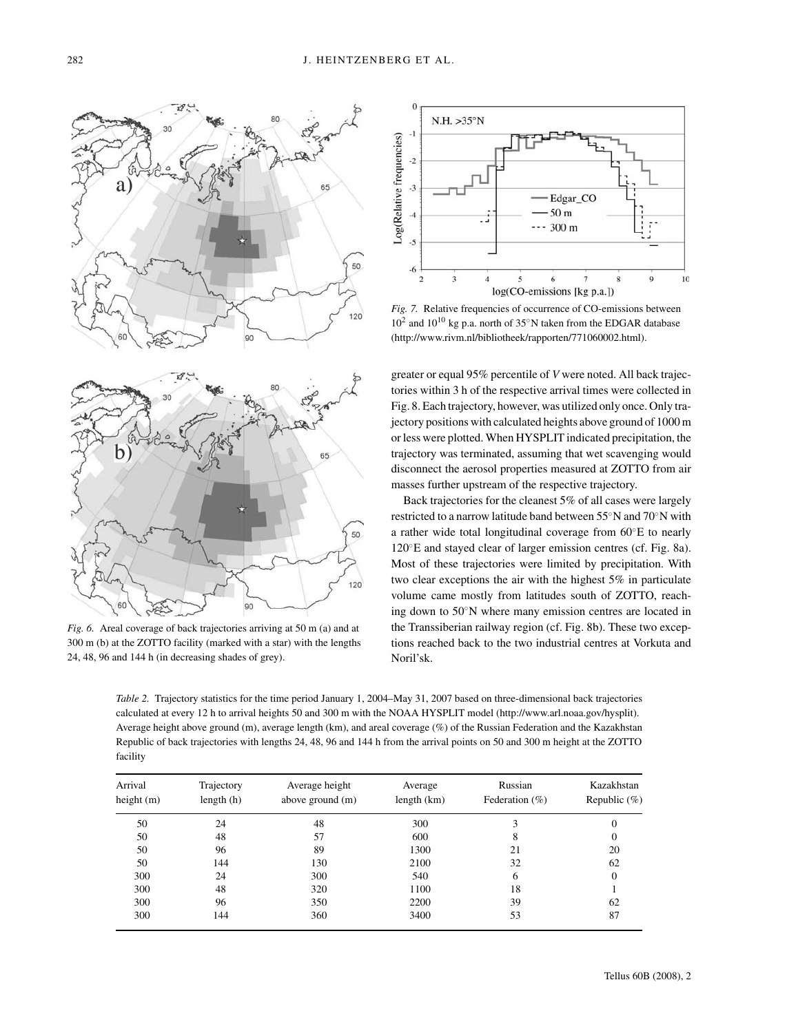*Fig. 6.* Areal coverage of back trajectories arriving at 50 m (a) and at 300 m (b) at the ZOTTO facility (marked with a star) with the lengths 24, 48, 96 and 144 h (in decreasing shades of grey).

*Fig. 7.* Relative frequencies of occurrence of CO-emissions between $10^2$ and $10^{10}$ kg p.a. north of 35°N taken from the EDGAR database (http://www.rivm.nl/bibliotheek/rapporten/771060002.html).

greater or equal 95% percentile of *V* were noted. All back trajectories within 3 h of the respective arrival times were collected in Fig. 8. Each trajectory, however, was utilized only once. Only trajectory positions with calculated heights above ground of 1000 m or less were plotted. When HYSPLIT indicated precipitation, the trajectory was terminated, assuming that wet scavenging would disconnect the aerosol properties measured at ZOTTO from air masses further upstream of the respective trajectory.

Back trajectories for the cleanest 5% of all cases were largely restricted to a narrow latitude band between 55°N and 70°N with a rather wide total longitudinal coverage from 60°E to nearly 120°E and stayed clear of larger emission centres (cf. Fig. 8a). Most of these trajectories were limited by precipitation. With two clear exceptions the air with the highest 5% in particulate volume came mostly from latitudes south of ZOTTO, reaching down to 50°N where many emission centres are located in the Transsiberian railway region (cf. Fig. 8b). These two exceptions reached back to the two industrial centres at Vorkuta and Noril'sk.

*Table 2.* Trajectory statistics for the time period January 1, 2004–May 31, 2007 based on three-dimensional back trajectories calculated at every 12 h to arrival heights 50 and 300 m with the NOAA HYSPLIT model (http://www.arl.noaa.gov/hysplit). Average height above ground (m), average length (km), and areal coverage (%) of the Russian Federation and the Kazakhstan Republic of back trajectories with lengths 24, 48, 96 and 144 h from the arrival points on 50 and 300 m height at the ZOTTO facility

| Arrival height (m) | Trajectory length (h) | Average height above ground (m) | Average length (km) | Russian Federation (%) | Kazakhstan Republic (%) |
|---|---|---|---|---|---|
| 50 | 24 | 48 | 300 | 3 | 0 |
| 50 | 48 | 57 | 600 | 8 | 0 |
| 50 | 96 | 89 | 1300 | 21 | 20 |
| 50 | 144 | 130 | 2100 | 32 | 62 |
| 300 | 24 | 300 | 540 | 6 | 0 |
| 300 | 48 | 320 | 1100 | 18 | 1 |
| 300 | 96 | 350 | 2200 | 39 | 62 |
| 300 | 144 | 360 | 3400 | 53 | 87 |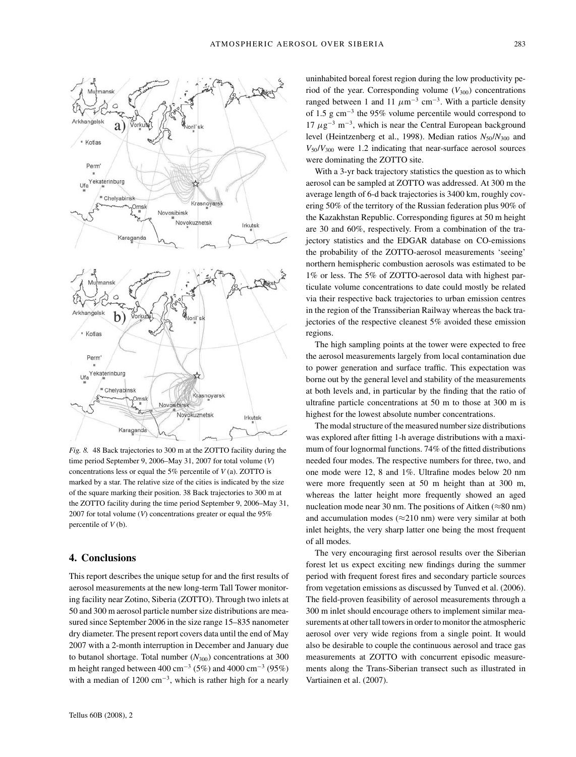*Fig. 8.* 48 Back trajectories to 300 m at the ZOTTO facility during the time period September 9, 2006–May 31, 2007 for total volume (*V*) concentrations less or equal the 5% percentile of *V* (a). ZOTTO is marked by a star. The relative size of the cities is indicated by the size of the square marking their position. 38 Back trajectories to 300 m at the ZOTTO facility during the time period September 9, 2006–May 31, 2007 for total volume (*V*) concentrations greater or equal the 95% percentile of *V* (b).

## 4. Conclusions

This report describes the unique setup for and the first results of aerosol measurements at the new long-term Tall Tower monitoring facility near Zotino, Siberia (ZOTTO). Through two inlets at 50 and 300 m aerosol particle number size distributions are measured since September 2006 in the size range 15–835 nanometer dry diameter. The present report covers data until the end of May 2007 with a 2-month interruption in December and January due to butanol shortage. Total number ($N_{300}$) concentrations at 300 m height ranged between 400 cm$^{-3}$ (5%) and 4000 cm$^{-3}$ (95%) with a median of 1200 cm$^{-3}$, which is rather high for a nearly uninhabited boreal forest region during the low productivity period of the year. Corresponding volume ($V_{300}$) concentrations ranged between 1 and 11 $\mu$m$^{-3}$ cm$^{-3}$. With a particle density of 1.5 g cm$^{-3}$ the 95% volume percentile would correspond to 17 $\mu$g$^{-3}$ m$^{-3}$, which is near the Central European background level (Heintzenberg et al., 1998). Median ratios $N_{50}/N_{300}$ and $V_{50}/V_{300}$ were 1.2 indicating that near-surface aerosol sources were dominating the ZOTTO site.

With a 3-yr back trajectory statistics the question as to which aerosol can be sampled at ZOTTO was addressed. At 300 m the average length of 6-d back trajectories is 3400 km, roughly covering 50% of the territory of the Russian federation plus 90% of the Kazakhstan Republic. Corresponding figures at 50 m height are 30 and 60%, respectively. From a combination of the trajectory statistics and the EDGAR database on CO-emissions the probability of the ZOTTO-aerosol measurements 'seeing' northern hemispheric combustion aerosols was estimated to be 1% or less. The 5% of ZOTTO-aerosol data with highest particulate volume concentrations to date could mostly be related via their respective back trajectories to urban emission centres in the region of the Transsiberian Railway whereas the back trajectories of the respective cleanest 5% avoided these emission regions.

The high sampling points at the tower were expected to free the aerosol measurements largely from local contamination due to power generation and surface traffic. This expectation was borne out by the general level and stability of the measurements at both levels and, in particular by the finding that the ratio of ultrafine particle concentrations at 50 m to those at 300 m is highest for the lowest absolute number concentrations.

The modal structure of the measured number size distributions was explored after fitting 1-h average distributions with a maximum of four lognormal functions. 74% of the fitted distributions needed four modes. The respective numbers for three, two, and one mode were 12, 8 and 1%. Ultrafine modes below 20 nm were more frequently seen at 50 m height than at 300 m, whereas the latter height more frequently showed an aged nucleation mode near 30 nm. The positions of Aitken ($\approx$80 nm) and accumulation modes ($\approx$210 nm) were very similar at both inlet heights, the very sharp latter one being the most frequent of all modes.

The very encouraging first aerosol results over the Siberian forest let us expect exciting new findings during the summer period with frequent forest fires and secondary particle sources from vegetation emissions as discussed by Tunved et al. (2006). The field-proven feasibility of aerosol measurements through a 300 m inlet should encourage others to implement similar measurements at other tall towers in order to monitor the atmospheric aerosol over very wide regions from a single point. It would also be desirable to couple the continuous aerosol and trace gas measurements at ZOTTO with concurrent episodic measurements along the Trans-Siberian transect such as illustrated in Vartiainen et al. (2007).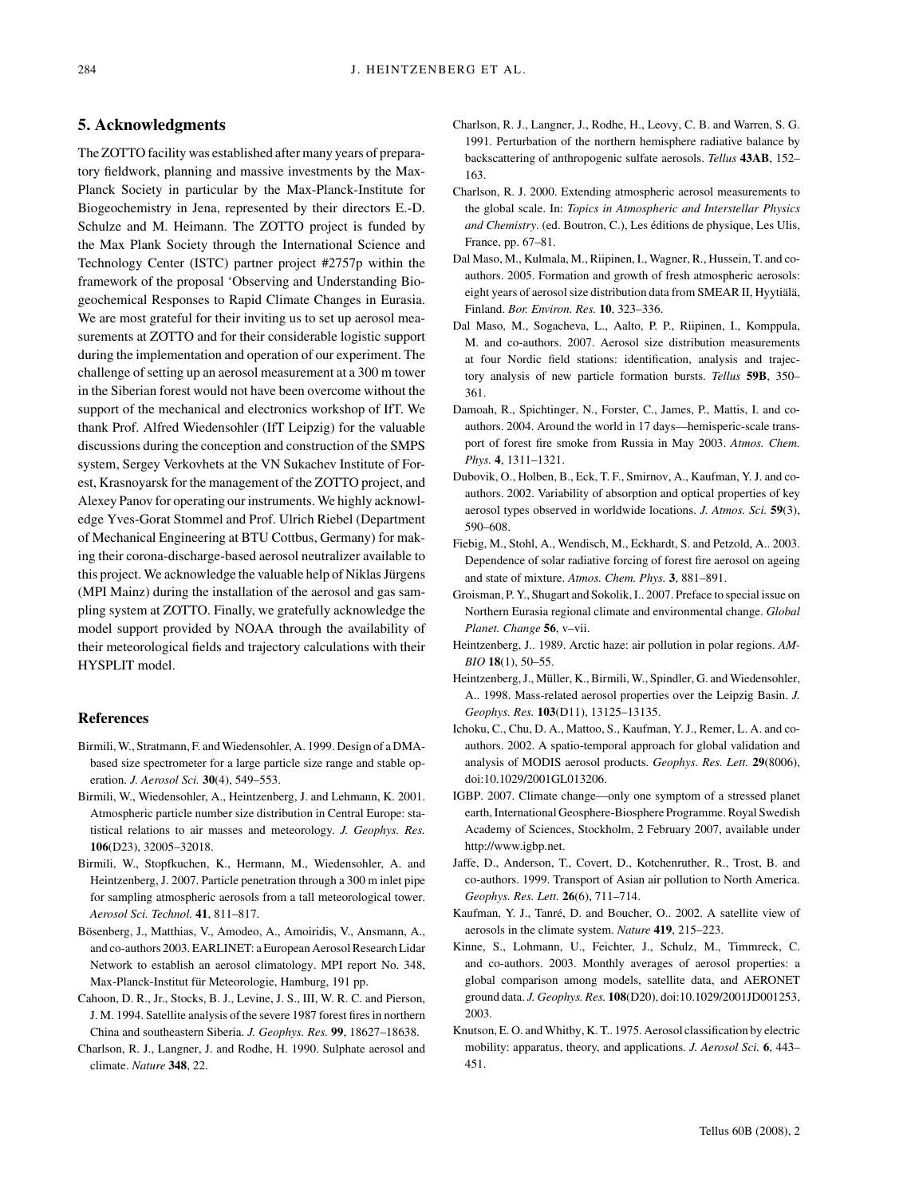## 5. Acknowledgments

The ZOTTO facility was established after many years of preparatory fieldwork, planning and massive investments by the Max-Planck Society in particular by the Max-Planck-Institute for Biogeochemistry in Jena, represented by their directors E.-D. Schulze and M. Heimann. The ZOTTO project is funded by the Max Plank Society through the International Science and Technology Center (ISTC) partner project #2757p within the framework of the proposal 'Observing and Understanding Biogeochemical Responses to Rapid Climate Changes in Eurasia. We are most grateful for their inviting us to set up aerosol measurements at ZOTTO and for their considerable logistic support during the implementation and operation of our experiment. The challenge of setting up an aerosol measurement at a 300 m tower in the Siberian forest would not have been overcome without the support of the mechanical and electronics workshop of IfT. We thank Prof. Alfred Wiedensohler (IfT Leipzig) for the valuable discussions during the conception and construction of the SMPS system, Sergey Verkovhets at the VN Sukachev Institute of Forest, Krasnoyarsk for the management of the ZOTTO project, and Alexey Panov for operating our instruments. We highly acknowledge Yves-Gorat Stommel and Prof. Ulrich Riebel (Department of Mechanical Engineering at BTU Cottbus, Germany) for making their corona-discharge-based aerosol neutralizer available to this project. We acknowledge the valuable help of Niklas Jürgens (MPI Mainz) during the installation of the aerosol and gas sampling system at ZOTTO. Finally, we gratefully acknowledge the model support provided by NOAA through the availability of their meteorological fields and trajectory calculations with their HYSPLIT model.

## References

Birmili, W., Stratmann, F. and Wiedensohler, A. 1999. Design of a DMA-based size spectrometer for a large particle size range and stable operation. *J. Aerosol Sci.* **30**(4), 549–553.

Birmili, W., Wiedensohler, A., Heintzenberg, J. and Lehmann, K. 2001. Atmospheric particle number size distribution in Central Europe: statistical relations to air masses and meteorology. *J. Geophys. Res.* **106**(D23), 32005–32018.

Birmili, W., Stopfkuchen, K., Hermann, M., Wiedensohler, A. and Heintzenberg, J. 2007. Particle penetration through a 300 m inlet pipe for sampling atmospheric aerosols from a tall meteorological tower. *Aerosol Sci. Technol.* **41**, 811–817.

Bösenberg, J., Matthias, V., Amodeo, A., Amoiridis, V., Ansmann, A., and co-authors 2003. EARLINET: a European Aerosol Research Lidar Network to establish an aerosol climatology. MPI report No. 348, Max-Planck-Institut für Meteorologie, Hamburg, 191 pp.

Cahoon, D. R., Jr., Stocks, B. J., Levine, J. S., III, W. R. C. and Pierson, J. M. 1994. Satellite analysis of the severe 1987 forest fires in northern China and southeastern Siberia. *J. Geophys. Res.* **99**, 18627–18638.

Charlson, R. J., Langner, J. and Rodhe, H. 1990. Sulphate aerosol and climate. *Nature* **348**, 22.

Charlson, R. J., Langner, J., Rodhe, H., Leovy, C. B. and Warren, S. G. 1991. Perturbation of the northern hemisphere radiative balance by backscattering of anthropogenic sulfate aerosols. *Tellus* **43AB**, 152–163.

Charlson, R. J. 2000. Extending atmospheric aerosol measurements to the global scale. In: *Topics in Atmospheric and Interstellar Physics and Chemistry*. (ed. Boutron, C.), Les éditions de physique, Les Ulis, France, pp. 67–81.

Dal Maso, M., Kulmala, M., Riipinen, I., Wagner, R., Hussein, T. and co-authors. 2005. Formation and growth of fresh atmospheric aerosols: eight years of aerosol size distribution data from SMEAR II, Hyytiälä, Finland. *Bor. Environ. Res.* **10**, 323–336.

Dal Maso, M., Sogacheva, L., Aalto, P. P., Riipinen, I., Komppula, M. and co-authors. 2007. Aerosol size distribution measurements at four Nordic field stations: identification, analysis and trajectory analysis of new particle formation bursts. *Tellus* **59B**, 350–361.

Damoah, R., Spichtinger, N., Forster, C., James, P., Mattis, I. and co-authors. 2004. Around the world in 17 days—hemisperic-scale transport of forest fire smoke from Russia in May 2003. *Atmos. Chem. Phys.* **4**, 1311–1321.

Dubovik, O., Holben, B., Eck, T. F., Smirnov, A., Kaufman, Y. J. and co-authors. 2002. Variability of absorption and optical properties of key aerosol types observed in worldwide locations. *J. Atmos. Sci.* **59**(3), 590–608.

Fiebig, M., Stohl, A., Wendisch, M., Eckhardt, S. and Petzold, A.. 2003. Dependence of solar radiative forcing of forest fire aerosol on ageing and state of mixture. *Atmos. Chem. Phys.* **3**, 881–891.

Groisman, P. Y., Shugart and Sokolik, I.. 2007. Preface to special issue on Northern Eurasia regional climate and environmental change. *Global Planet. Change* **56**, v–vii.

Heintzenberg, J.. 1989. Arctic haze: air pollution in polar regions. *AMBIO* **18**(1), 50–55.

Heintzenberg, J., Müller, K., Birmili, W., Spindler, G. and Wiedensohler, A.. 1998. Mass-related aerosol properties over the Leipzig Basin. *J. Geophys. Res.* **103**(D11), 13125–13135.

Ichoku, C., Chu, D. A., Mattoo, S., Kaufman, Y. J., Remer, L. A. and co-authors. 2002. A spatio-temporal approach for global validation and analysis of MODIS aerosol products. *Geophys. Res. Lett.* **29**(8006), doi:10.1029/2001GL013206.

IGBP. 2007. Climate change—only one symptom of a stressed planet earth, International Geosphere-Biosphere Programme. Royal Swedish Academy of Sciences, Stockholm, 2 February 2007, available under http://www.igbp.net.

Jaffe, D., Anderson, T., Covert, D., Kotchenruther, R., Trost, B. and co-authors. 1999. Transport of Asian air pollution to North America. *Geophys. Res. Lett.* **26**(6), 711–714.

Kaufman, Y. J., Tanré, D. and Boucher, O.. 2002. A satellite view of aerosols in the climate system. *Nature* **419**, 215–223.

Kinne, S., Lohmann, U., Feichter, J., Schulz, M., Timmreck, C. and co-authors. 2003. Monthly averages of aerosol properties: a global comparison among models, satellite data, and AERONET ground data. *J. Geophys. Res.* **108**(D20), doi:10.1029/2001JD001253, 2003.

Knutson, E. O. and Whitby, K. T.. 1975. Aerosol classification by electric mobility: apparatus, theory, and applications. *J. Aerosol Sci.* **6**, 443–451.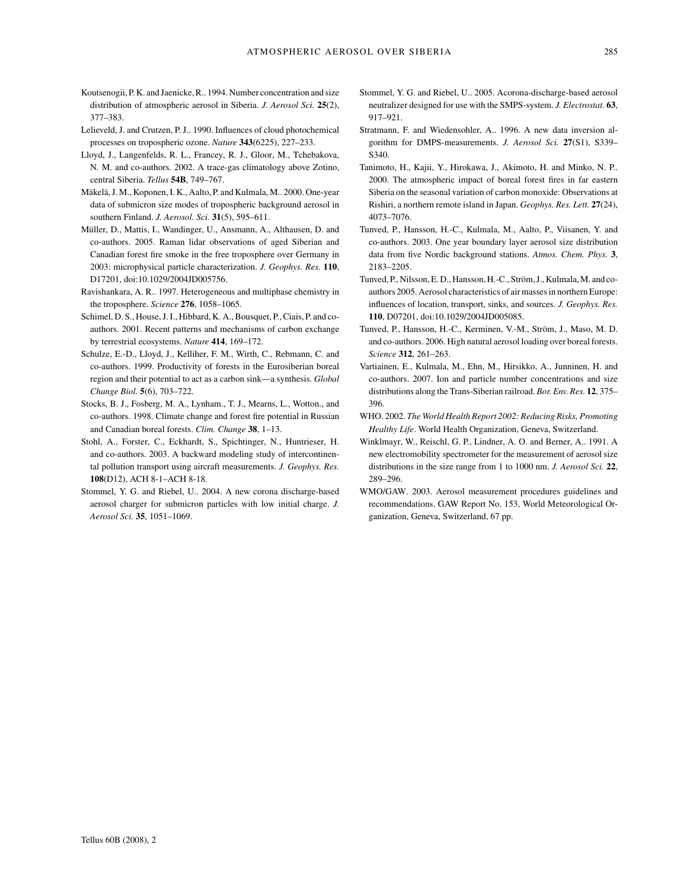Koutsenogii, P. K. and Jaenicke, R.. 1994. Number concentration and size distribution of atmospheric aerosol in Siberia. *J. Aerosol Sci.* **25**(2), 377–383.

Lelieveld, J. and Crutzen, P. J.. 1990. Influences of cloud photochemical processes on tropospheric ozone. *Nature* **343**(6225), 227–233.

Lloyd, J., Langenfelds, R. L., Francey, R. J., Gloor, M., Tchebakova, N. M. and co-authors. 2002. A trace-gas climatology above Zotino, central Siberia. *Tellus* **54B**, 749–767.

Mäkelä, J. M., Koponen, I. K., Aalto, P. and Kulmala, M.. 2000. One-year data of submicron size modes of tropospheric background aerosol in southern Finland. *J. Aerosol. Sci.* **31**(5), 595–611.

Müller, D., Mattis, I., Wandinger, U., Ansmann, A., Althausen, D. and co-authors. 2005. Raman lidar observations of aged Siberian and Canadian forest fire smoke in the free troposphere over Germany in 2003: microphysical particle characterization. *J. Geophys. Res.* **110**, D17201, doi:10.1029/2004JD005756.

Ravishankara, A. R.. 1997. Heterogeneous and multiphase chemistry in the troposphere. *Science* **276**, 1058–1065.

Schimel, D. S., House, J. I., Hibbard, K. A., Bousquet, P., Ciais, P. and co-authors. 2001. Recent patterns and mechanisms of carbon exchange by terrestrial ecosystems. *Nature* **414**, 169–172.

Schulze, E.-D., Lloyd, J., Kelliher, F. M., Wirth, C., Rebmann, C. and co-authors. 1999. Productivity of forests in the Eurosiberian boreal region and their potential to act as a carbon sink—a synthesis. *Global Change Biol.* **5**(6), 703–722.

Stocks, B. J., Fosberg, M. A., Lynham., T. J., Mearns, L., Wotton., and co-authors. 1998. Climate change and forest fire potential in Russian and Canadian boreal forests. *Clim. Change* **38**, 1–13.

Stohl, A., Forster, C., Eckhardt, S., Spichtinger, N., Huntrieser, H. and co-authors. 2003. A backward modeling study of intercontinental pollution transport using aircraft measurements. *J. Geophys. Res.* **108**(D12), ACH 8-1–ACH 8-18.

Stommel, Y. G. and Riebel, U.. 2004. A new corona discharge-based aerosol charger for submicron particles with low initial charge. *J. Aerosol Sci.* **35**, 1051–1069.

Stommel, Y. G. and Riebel, U.. 2005. Acorona-discharge-based aerosol neutralizer designed for use with the SMPS-system. *J. Electrostat.* **63**, 917–921.

Stratmann, F. and Wiedensohler, A.. 1996. A new data inversion algorithm for DMPS-measurements. *J. Aerosol Sci.* **27**(S1), S339–S340.

Tanimoto, H., Kajii, Y., Hirokawa, J., Akimoto, H. and Minko, N. P.. 2000. The atmospheric impact of boreal forest fires in far eastern Siberia on the seasonal variation of carbon monoxide: Observations at Rishiri, a northern remote island in Japan. *Geophys. Res. Lett.* **27**(24), 4073–7076.

Tunved, P., Hansson, H.-C., Kulmala, M., Aalto, P., Viisanen, Y. and co-authors. 2003. One year boundary layer aerosol size distribution data from five Nordic background stations. *Atmos. Chem. Phys.* **3**, 2183–2205.

Tunved, P., Nilsson, E. D., Hansson, H.-C., Ström, J., Kulmala, M. and co-authors 2005. Aerosol characteristics of air masses in northern Europe: influences of location, transport, sinks, and sources. *J. Geophys. Res.* **110**, D07201, doi:10.1029/2004JD005085.

Tunved, P., Hansson, H.-C., Kerminen, V.-M., Ström, J., Maso, M. D. and co-authors. 2006. High natural aerosol loading over boreal forests. *Science* **312**, 261–263.

Vartiainen, E., Kulmala, M., Ehn, M., Hirsikko, A., Junninen, H. and co-authors. 2007. Ion and particle number concentrations and size distributions along the Trans-Siberian railroad. *Bor. Env. Res.* **12**, 375–396.

WHO. 2002. *The World Health Report 2002: Reducing Risks, Promoting Healthy Life*. World Health Organization, Geneva, Switzerland.

Winklmayr, W., Reischl, G. P., Lindner, A. O. and Berner, A.. 1991. A new electromobility spectrometer for the measurement of aerosol size distributions in the size range from 1 to 1000 nm. *J. Aerosol Sci.* **22**, 289–296.

WMO/GAW. 2003. Aerosol measurement procedures guidelines and recommendations. GAW Report No. 153, World Meteorological Organization, Geneva, Switzerland, 67 pp.